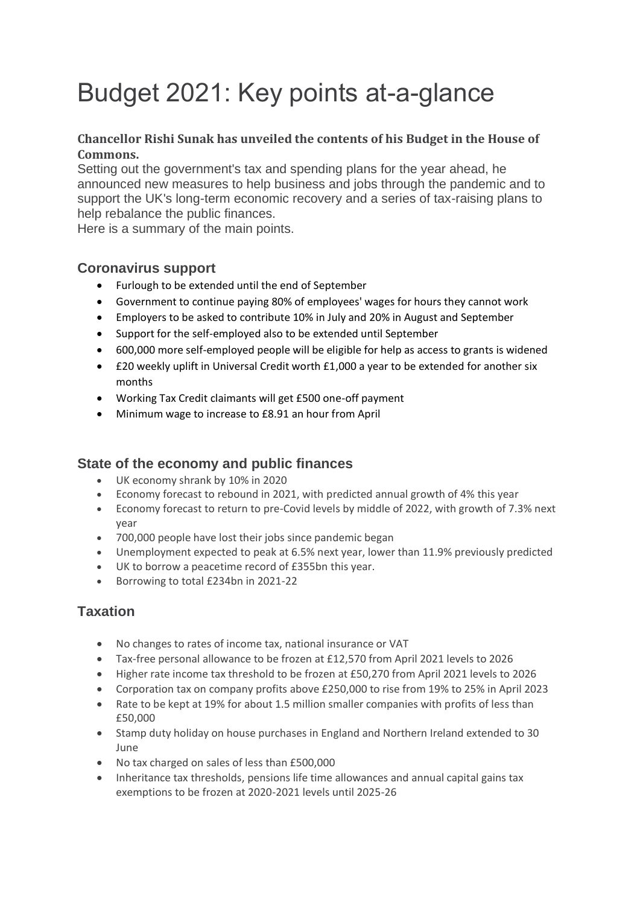# Budget 2021: Key points at-a-glance

**Chancellor Rishi Sunak has unveiled the contents of his Budget in the House of Commons.**

Setting out the government's tax and spending plans for the year ahead, he announced new measures to help business and jobs through the pandemic and to support the UK's long-term economic recovery and a series of tax-raising plans to help rebalance the public finances.

Here is a summary of the main points.

## Coronavirus support

- Furlough to be extended until the end of September
- Government to continue paying 80% of employees' wages for hours they cannot work
- Employers to be asked to contribute 10% in July and 20% in August and September
- Support for the self-employed also to be extended until September
- 600,000 more self-employed people will be eligible for help as access to grants is widened
- £20 weekly uplift in Universal Credit worth £1,000 a year to be extended for another six months
- Working Tax Credit claimants will get £500 one-off payment
- Minimum wage to increase to £8.91 an hour from April

## State of the economy and public finances

- UK economy shrank by 10% in 2020
- Economy forecast to rebound in 2021, with predicted annual growth of 4% this year
- Economy forecast to return to pre-Covid levels by middle of 2022, with growth of 7.3% next year
- 700,000 people have lost their jobs since pandemic began
- Unemployment expected to peak at 6.5% next year, lower than 11.9% previously predicted
- UK to borrow a peacetime record of £355bn this year.
- Borrowing to total £234bn in 2021-22

## Taxation

- No changes to rates of income tax, national insurance or VAT
- Tax-free personal allowance to be frozen at £12,570 from April 2021 levels to 2026
- Higher rate income tax threshold to be frozen at £50,270 from April 2021 levels to 2026
- Corporation tax on company profits above £250,000 to rise from 19% to 25% in April 2023
- Rate to be kept at 19% for about 1.5 million smaller companies with profits of less than £50,000
- Stamp duty holiday on house purchases in England and Northern Ireland extended to 30 June
- No tax charged on sales of less than £500,000
- Inheritance tax thresholds, pensions life time allowances and annual capital gains tax exemptions to be frozen at 2020-2021 levels until 2025-26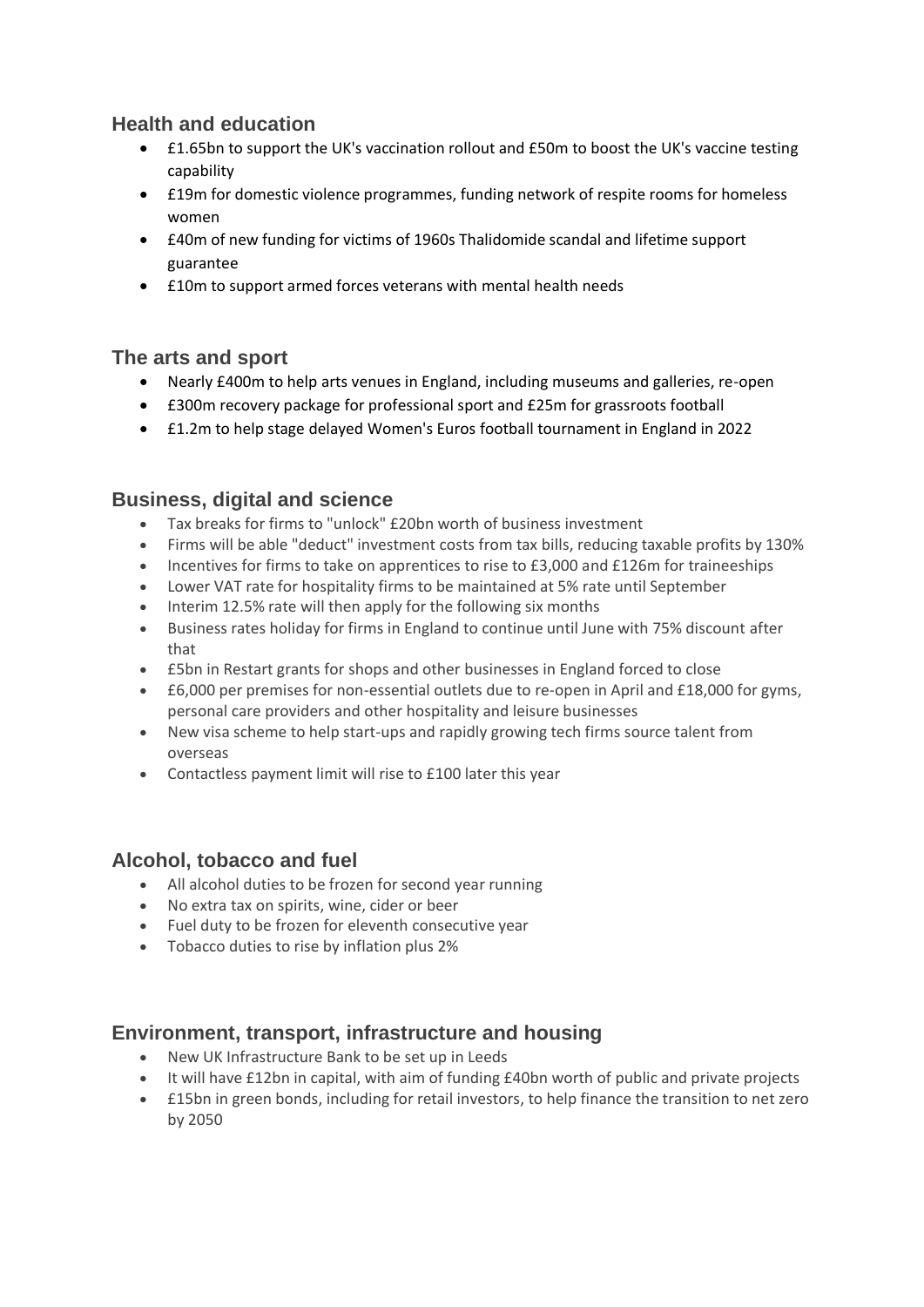## Health and education

- £1.65bn to support the UK's vaccination rollout and £50m to boost the UK's vaccine testing capability
- £19m for domestic violence programmes, funding network of respite rooms for homeless women
- £40m of new funding for victims of 1960s Thalidomide scandal and lifetime support guarantee
- £10m to support armed forces veterans with mental health needs

## The arts and sport

- Nearly £400m to help arts venues in England, including museums and galleries, re-open
- £300m recovery package for professional sport and £25m for grassroots football
- £1.2m to help stage delayed Women's Euros football tournament in England in 2022

## Business, digital and science

- Tax breaks for firms to "unlock" £20bn worth of business investment
- Firms will be able "deduct" investment costs from tax bills, reducing taxable profits by 130%
- Incentives for firms to take on apprentices to rise to £3,000 and £126m for traineeships
- Lower VAT rate for hospitality firms to be maintained at 5% rate until September
- Interim 12.5% rate will then apply for the following six months
- Business rates holiday for firms in England to continue until June with 75% discount after that
- £5bn in Restart grants for shops and other businesses in England forced to close
- £6,000 per premises for non-essential outlets due to re-open in April and £18,000 for gyms, personal care providers and other hospitality and leisure businesses
- New visa scheme to help start-ups and rapidly growing tech firms source talent from overseas
- Contactless payment limit will rise to £100 later this year

## Alcohol, tobacco and fuel

- All alcohol duties to be frozen for second year running
- No extra tax on spirits, wine, cider or beer
- Fuel duty to be frozen for eleventh consecutive year
- Tobacco duties to rise by inflation plus 2%

## Environment, transport, infrastructure and housing

- New UK Infrastructure Bank to be set up in Leeds
- It will have £12bn in capital, with aim of funding £40bn worth of public and private projects
- £15bn in green bonds, including for retail investors, to help finance the transition to net zero by 2050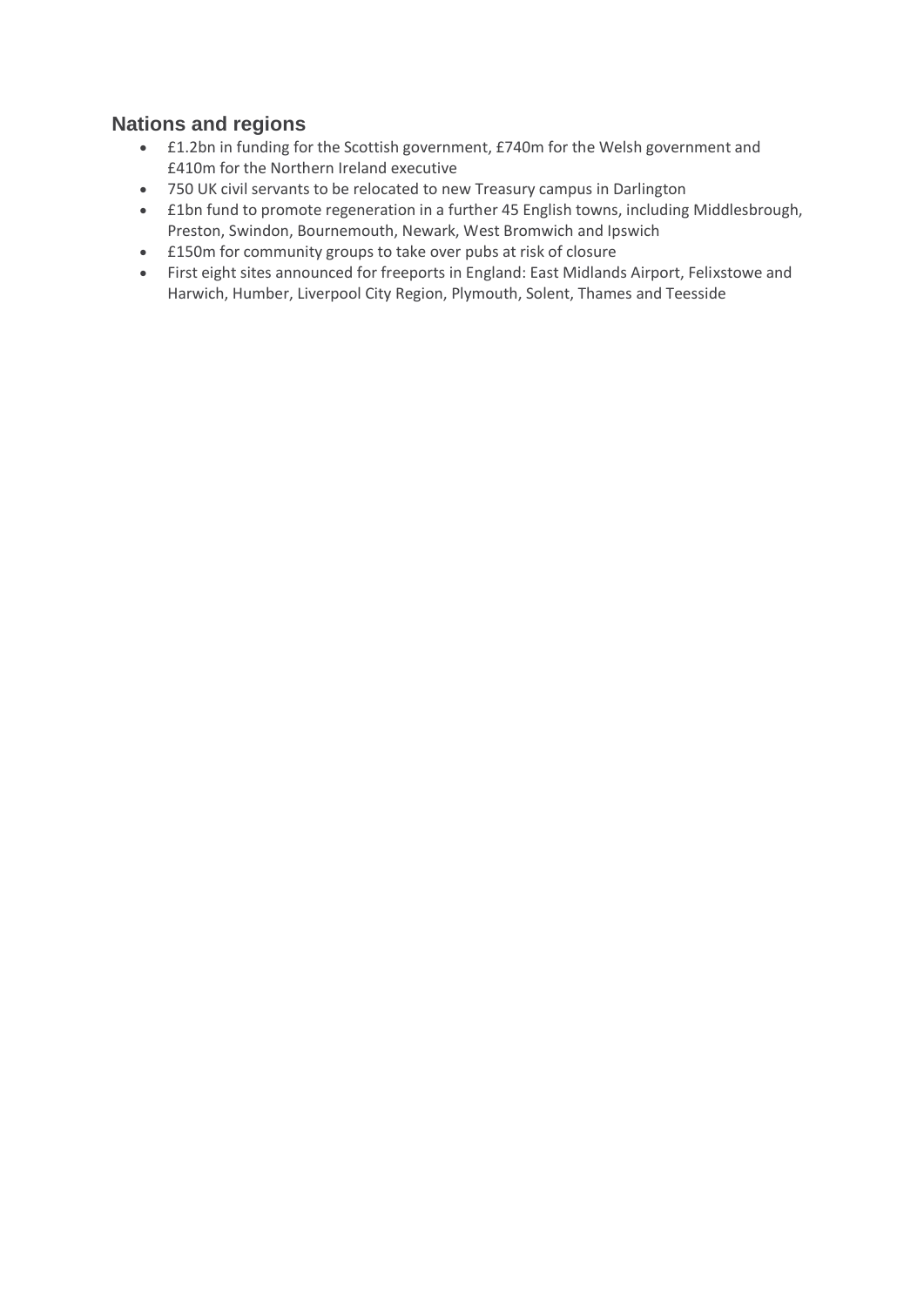## Nations and regions

- £1.2bn in funding for the Scottish government, £740m for the Welsh government and £410m for the Northern Ireland executive
- 750 UK civil servants to be relocated to new Treasury campus in Darlington
- £1bn fund to promote regeneration in a further 45 English towns, including Middlesbrough, Preston, Swindon, Bournemouth, Newark, West Bromwich and Ipswich
- £150m for community groups to take over pubs at risk of closure
- First eight sites announced for freeports in England: East Midlands Airport, Felixstowe and Harwich, Humber, Liverpool City Region, Plymouth, Solent, Thames and Teesside